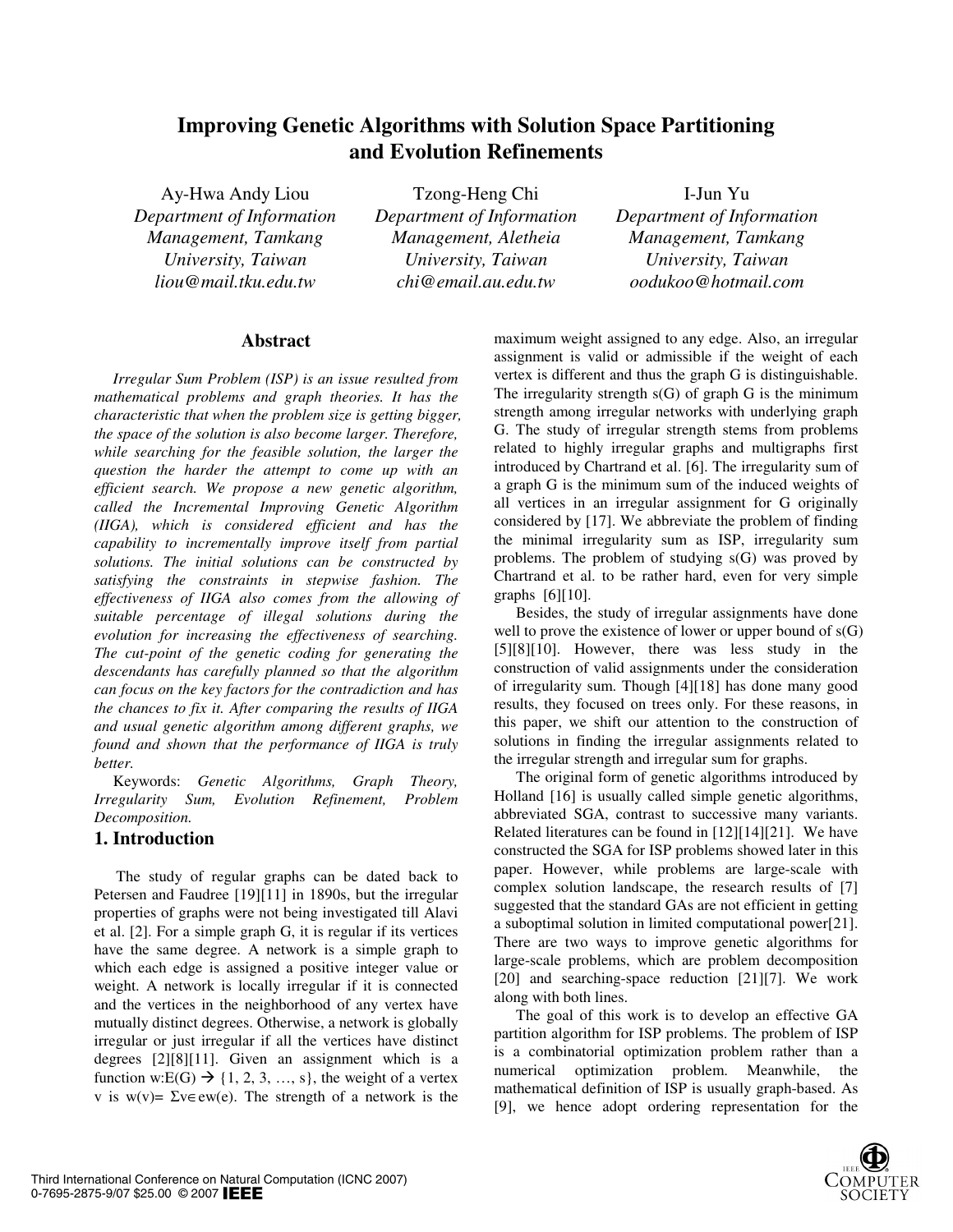# Improving Genetic Algorithms with Solution Space Partitioning and Evolution Refinements

Ay-Hwa Andy Liou
*Department of Information Management, Tamkang University, Taiwan*
*liou@mail.tku.edu.tw*

Tzong-Heng Chi
*Department of Information Management, Aletheia University, Taiwan*
*chi@email.au.edu.tw*

I-Jun Yu
*Department of Information Management, Tamkang University, Taiwan*
*oodukoo@hotmail.com*

## Abstract

*Irregular Sum Problem (ISP) is an issue resulted from mathematical problems and graph theories. It has the characteristic that when the problem size is getting bigger, the space of the solution is also become larger. Therefore, while searching for the feasible solution, the larger the question the harder the attempt to come up with an efficient search. We propose a new genetic algorithm, called the Incremental Improving Genetic Algorithm (IIGA), which is considered efficient and has the capability to incrementally improve itself from partial solutions. The initial solutions can be constructed by satisfying the constraints in stepwise fashion. The effectiveness of IIGA also comes from the allowing of suitable percentage of illegal solutions during the evolution for increasing the effectiveness of searching. The cut-point of the genetic coding for generating the descendants has carefully planned so that the algorithm can focus on the key factors for the contradiction and has the chances to fix it. After comparing the results of IIGA and usual genetic algorithm among different graphs, we found and shown that the performance of IIGA is truly better.*

Keywords: *Genetic Algorithms, Graph Theory, Irregularity Sum, Evolution Refinement, Problem Decomposition.*

## 1. Introduction

The study of regular graphs can be dated back to Petersen and Faudree [19][11] in 1890s, but the irregular properties of graphs were not being investigated till Alavi et al. [2]. For a simple graph G, it is regular if its vertices have the same degree. A network is a simple graph to which each edge is assigned a positive integer value or weight. A network is locally irregular if it is connected and the vertices in the neighborhood of any vertex have mutually distinct degrees. Otherwise, a network is globally irregular or just irregular if all the vertices have distinct degrees [2][8][11]. Given an assignment which is a function $w:E(G) \rightarrow \{1, 2, 3, \ldots, s\}$, the weight of a vertex v is $w(v)= \Sigma v \in e w(e)$. The strength of a network is the maximum weight assigned to any edge. Also, an irregular assignment is valid or admissible if the weight of each vertex is different and thus the graph G is distinguishable. The irregularity strength s(G) of graph G is the minimum strength among irregular networks with underlying graph G. The study of irregular strength stems from problems related to highly irregular graphs and multigraphs first introduced by Chartrand et al. [6]. The irregularity sum of a graph G is the minimum sum of the induced weights of all vertices in an irregular assignment for G originally considered by [17]. We abbreviate the problem of finding the minimal irregularity sum as ISP, irregularity sum problems. The problem of studying s(G) was proved by Chartrand et al. to be rather hard, even for very simple graphs [6][10].

Besides, the study of irregular assignments have done well to prove the existence of lower or upper bound of s(G) [5][8][10]. However, there was less study in the construction of valid assignments under the consideration of irregularity sum. Though [4][18] has done many good results, they focused on trees only. For these reasons, in this paper, we shift our attention to the construction of solutions in finding the irregular assignments related to the irregular strength and irregular sum for graphs.

The original form of genetic algorithms introduced by Holland [16] is usually called simple genetic algorithms, abbreviated SGA, contrast to successive many variants. Related literatures can be found in [12][14][21]. We have constructed the SGA for ISP problems showed later in this paper. However, while problems are large-scale with complex solution landscape, the research results of [7] suggested that the standard GAs are not efficient in getting a suboptimal solution in limited computational power[21]. There are two ways to improve genetic algorithms for large-scale problems, which are problem decomposition [20] and searching-space reduction [21][7]. We work along with both lines.

The goal of this work is to develop an effective GA partition algorithm for ISP problems. The problem of ISP is a combinatorial optimization problem rather than a numerical optimization problem. Meanwhile, the mathematical definition of ISP is usually graph-based. As [9], we hence adopt ordering representation for the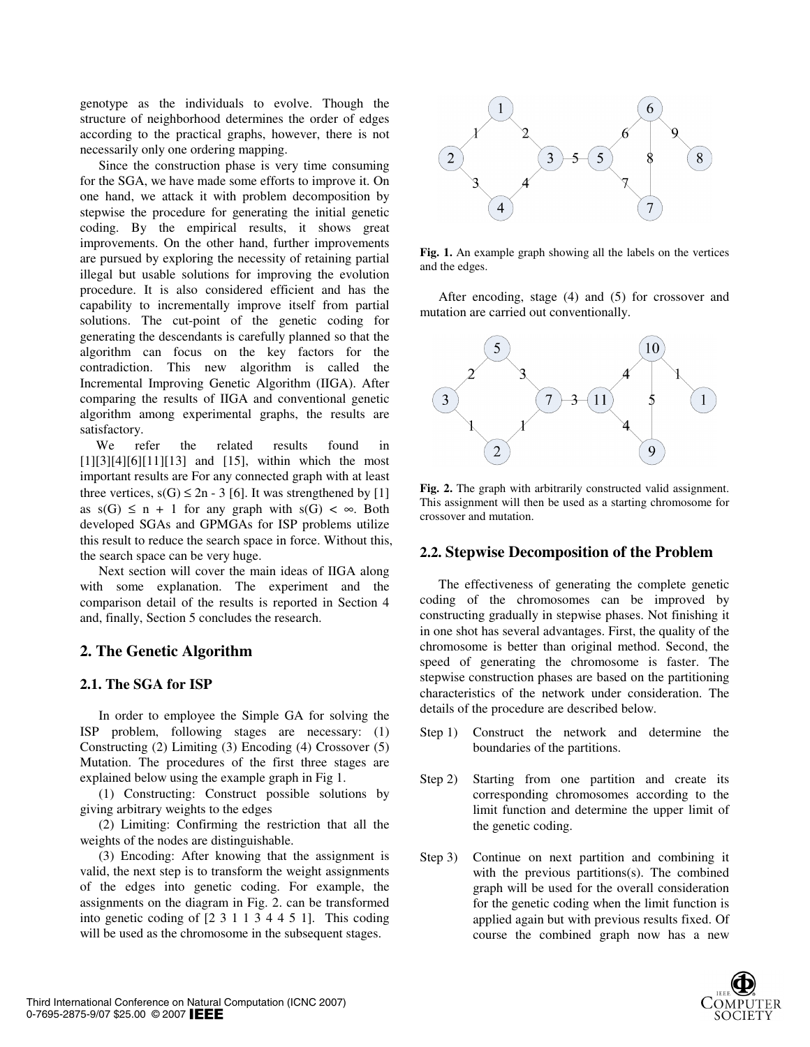genotype as the individuals to evolve. Though the structure of neighborhood determines the order of edges according to the practical graphs, however, there is not necessarily only one ordering mapping.

Since the construction phase is very time consuming for the SGA, we have made some efforts to improve it. On one hand, we attack it with problem decomposition by stepwise the procedure for generating the initial genetic coding. By the empirical results, it shows great improvements. On the other hand, further improvements are pursued by exploring the necessity of retaining partial illegal but usable solutions for improving the evolution procedure. It is also considered efficient and has the capability to incrementally improve itself from partial solutions. The cut-point of the genetic coding for generating the descendants is carefully planned so that the algorithm can focus on the key factors for the contradiction. This new algorithm is called the Incremental Improving Genetic Algorithm (IIGA). After comparing the results of IIGA and conventional genetic algorithm among experimental graphs, the results are satisfactory.

We refer the related results found in [1][3][4][6][11][13] and [15], within which the most important results are For any connected graph with at least three vertices, $s(G) \leq 2n - 3$ [6]. It was strengthened by [1] as $s(G) \leq n + 1$ for any graph with $s(G) < \infty$. Both developed SGAs and GPMGAs for ISP problems utilize this result to reduce the search space in force. Without this, the search space can be very huge.

Next section will cover the main ideas of IIGA along with some explanation. The experiment and the comparison detail of the results is reported in Section 4 and, finally, Section 5 concludes the research.

## 2. The Genetic Algorithm

### 2.1. The SGA for ISP

In order to employee the Simple GA for solving the ISP problem, following stages are necessary: (1) Constructing (2) Limiting (3) Encoding (4) Crossover (5) Mutation. The procedures of the first three stages are explained below using the example graph in Fig 1.

(1) Constructing: Construct possible solutions by giving arbitrary weights to the edges

(2) Limiting: Confirming the restriction that all the weights of the nodes are distinguishable.

(3) Encoding: After knowing that the assignment is valid, the next step is to transform the weight assignments of the edges into genetic coding. For example, the assignments on the diagram in Fig. 2. can be transformed into genetic coding of [2 3 1 1 3 4 4 5 1]. This coding will be used as the chromosome in the subsequent stages.

**Fig. 1.** An example graph showing all the labels on the vertices and the edges.

After encoding, stage (4) and (5) for crossover and mutation are carried out conventionally.

**Fig. 2.** The graph with arbitrarily constructed valid assignment. This assignment will then be used as a starting chromosome for crossover and mutation.

### 2.2. Stepwise Decomposition of the Problem

The effectiveness of generating the complete genetic coding of the chromosomes can be improved by constructing gradually in stepwise phases. Not finishing it in one shot has several advantages. First, the quality of the chromosome is better than original method. Second, the speed of generating the chromosome is faster. The stepwise construction phases are based on the partitioning characteristics of the network under consideration. The details of the procedure are described below.

Step 1) Construct the network and determine the boundaries of the partitions.

Step 2) Starting from one partition and create its corresponding chromosomes according to the limit function and determine the upper limit of the genetic coding.

Step 3) Continue on next partition and combining it with the previous partitions(s). The combined graph will be used for the overall consideration for the genetic coding when the limit function is applied again but with previous results fixed. Of course the combined graph now has a new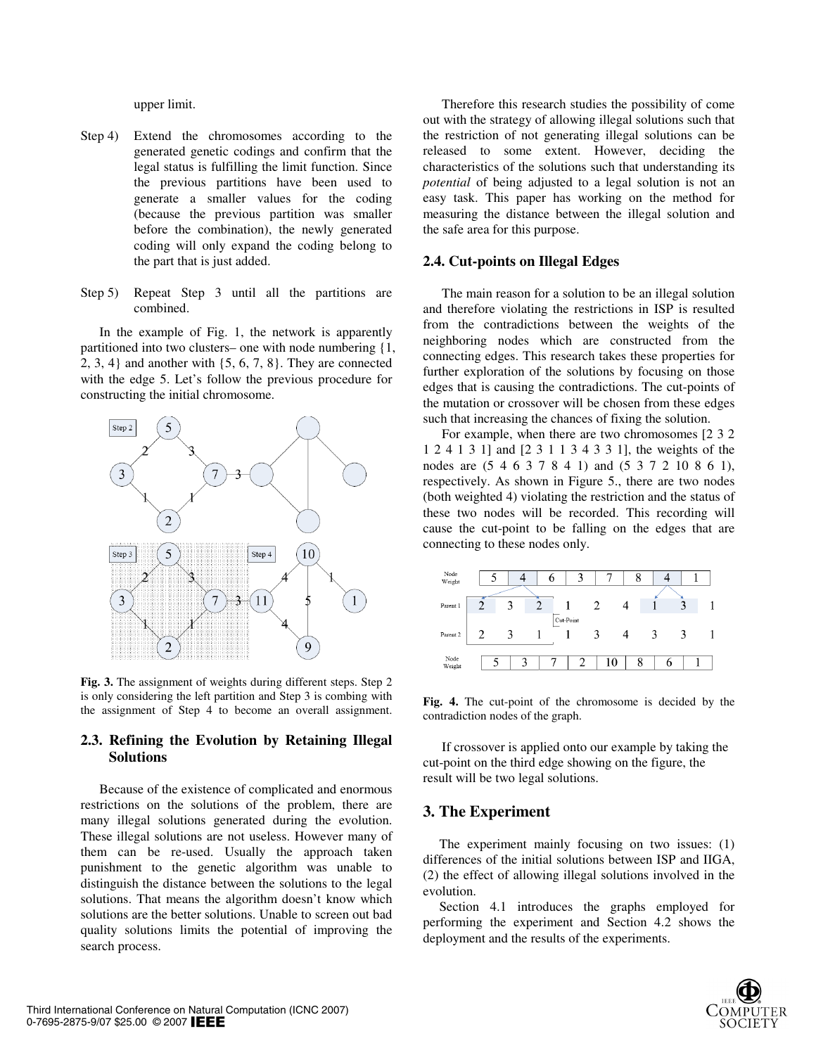upper limit.

Step 4) Extend the chromosomes according to the generated genetic codings and confirm that the legal status is fulfilling the limit function. Since the previous partitions have been used to generate a smaller values for the coding (because the previous partition was smaller before the combination), the newly generated coding will only expand the coding belong to the part that is just added.

Step 5) Repeat Step 3 until all the partitions are combined.

In the example of Fig. 1, the network is apparently partitioned into two clusters– one with node numbering {1, 2, 3, 4} and another with {5, 6, 7, 8}. They are connected with the edge 5. Let's follow the previous procedure for constructing the initial chromosome.

**Fig. 3.** The assignment of weights during different steps. Step 2 is only considering the left partition and Step 3 is combing with the assignment of Step 4 to become an overall assignment.

## 2.3. Refining the Evolution by Retaining Illegal Solutions

Because of the existence of complicated and enormous restrictions on the solutions of the problem, there are many illegal solutions generated during the evolution. These illegal solutions are not useless. However many of them can be re-used. Usually the approach taken punishment to the genetic algorithm was unable to distinguish the distance between the solutions to the legal solutions. That means the algorithm doesn't know which solutions are the better solutions. Unable to screen out bad quality solutions limits the potential of improving the search process.

Therefore this research studies the possibility of come out with the strategy of allowing illegal solutions such that the restriction of not generating illegal solutions can be released to some extent. However, deciding the characteristics of the solutions such that understanding its *potential* of being adjusted to a legal solution is not an easy task. This paper has working on the method for measuring the distance between the illegal solution and the safe area for this purpose.

## 2.4. Cut-points on Illegal Edges

The main reason for a solution to be an illegal solution and therefore violating the restrictions in ISP is resulted from the contradictions between the weights of the neighboring nodes which are constructed from the connecting edges. This research takes these properties for further exploration of the solutions by focusing on those edges that is causing the contradictions. The cut-points of the mutation or crossover will be chosen from these edges such that increasing the chances of fixing the solution.

For example, when there are two chromosomes [2 3 2 1 2 4 1 3 1] and [2 3 1 1 3 4 3 3 1], the weights of the nodes are (5 4 6 3 7 8 4 1) and (5 3 7 2 10 8 6 1), respectively. As shown in Figure 5., there are two nodes (both weighted 4) violating the restriction and the status of these two nodes will be recorded. This recording will cause the cut-point to be falling on the edges that are connecting to these nodes only.

**Fig. 4.** The cut-point of the chromosome is decided by the contradiction nodes of the graph.

If crossover is applied onto our example by taking the cut-point on the third edge showing on the figure, the result will be two legal solutions.

# 3. The Experiment

The experiment mainly focusing on two issues: (1) differences of the initial solutions between ISP and IIGA, (2) the effect of allowing illegal solutions involved in the evolution.

Section 4.1 introduces the graphs employed for performing the experiment and Section 4.2 shows the deployment and the results of the experiments.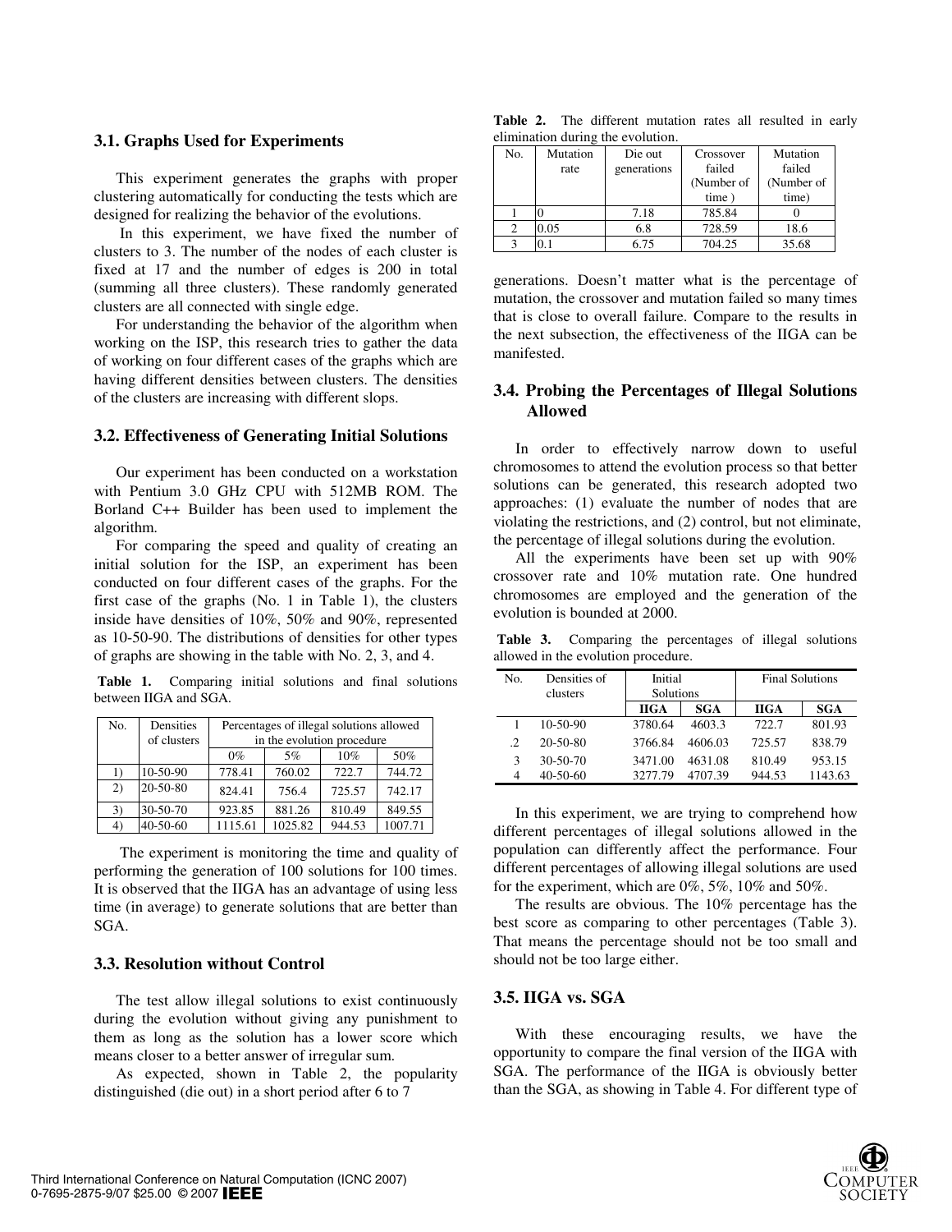### 3.1. Graphs Used for Experiments

This experiment generates the graphs with proper clustering automatically for conducting the tests which are designed for realizing the behavior of the evolutions.

In this experiment, we have fixed the number of clusters to 3. The number of the nodes of each cluster is fixed at 17 and the number of edges is 200 in total (summing all three clusters). These randomly generated clusters are all connected with single edge.

For understanding the behavior of the algorithm when working on the ISP, this research tries to gather the data of working on four different cases of the graphs which are having different densities between clusters. The densities of the clusters are increasing with different slops.

### 3.2. Effectiveness of Generating Initial Solutions

Our experiment has been conducted on a workstation with Pentium 3.0 GHz CPU with 512MB ROM. The Borland C++ Builder has been used to implement the algorithm.

For comparing the speed and quality of creating an initial solution for the ISP, an experiment has been conducted on four different cases of the graphs. For the first case of the graphs (No. 1 in Table 1), the clusters inside have densities of 10%, 50% and 90%, represented as 10-50-90. The distributions of densities for other types of graphs are showing in the table with No. 2, 3, and 4.

**Table 1.** Comparing initial solutions and final solutions between IIGA and SGA.

| No. | Densities of clusters | Percentages of illegal solutions allowed in the evolution procedure | | | |
|---|---|---|---|---|---|
| | | 0% | 5% | 10% | 50% |
| 1) | 10-50-90 | 778.41 | 760.02 | 722.7 | 744.72 |
| 2) | 20-50-80 | 824.41 | 756.4 | 725.57 | 742.17 |
| 3) | 30-50-70 | 923.85 | 881.26 | 810.49 | 849.55 |
| 4) | 40-50-60 | 1115.61 | 1025.82 | 944.53 | 1007.71 |

The experiment is monitoring the time and quality of performing the generation of 100 solutions for 100 times. It is observed that the IIGA has an advantage of using less time (in average) to generate solutions that are better than SGA.

### 3.3. Resolution without Control

The test allow illegal solutions to exist continuously during the evolution without giving any punishment to them as long as the solution has a lower score which means closer to a better answer of irregular sum.

As expected, shown in Table 2, the popularity distinguished (die out) in a short period after 6 to 7 generations. Doesn't matter what is the percentage of mutation, the crossover and mutation failed so many times that is close to overall failure. Compare to the results in the next subsection, the effectiveness of the IIGA can be manifested.

**Table 2.** The different mutation rates all resulted in early elimination during the evolution.

| No. | Mutation rate | Die out generations | Crossover failed (Number of time ) | Mutation failed (Number of time) |
|---|---|---|---|---|
| 1 | 0 | 7.18 | 785.84 | 0 |
| 2 | 0.05 | 6.8 | 728.59 | 18.6 |
| 3 | 0.1 | 6.75 | 704.25 | 35.68 |

### 3.4. Probing the Percentages of Illegal Solutions Allowed

In order to effectively narrow down to useful chromosomes to attend the evolution process so that better solutions can be generated, this research adopted two approaches: (1) evaluate the number of nodes that are violating the restrictions, and (2) control, but not eliminate, the percentage of illegal solutions during the evolution.

All the experiments have been set up with 90% crossover rate and 10% mutation rate. One hundred chromosomes are employed and the generation of the evolution is bounded at 2000.

**Table 3.** Comparing the percentages of illegal solutions allowed in the evolution procedure.

| No. | Densities of clusters | Initial Solutions | | Final Solutions | |
|---|---|---|---|---|---|
| | | **IIGA** | **SGA** | **IIGA** | **SGA** |
| 1 | 10-50-90 | 3780.64 | 4603.3 | 722.7 | 801.93 |
| .2 | 20-50-80 | 3766.84 | 4606.03 | 725.57 | 838.79 |
| 3 | 30-50-70 | 3471.00 | 4631.08 | 810.49 | 953.15 |
| 4 | 40-50-60 | 3277.79 | 4707.39 | 944.53 | 1143.63 |

In this experiment, we are trying to comprehend how different percentages of illegal solutions allowed in the population can differently affect the performance. Four different percentages of allowing illegal solutions are used for the experiment, which are 0%, 5%, 10% and 50%.

The results are obvious. The 10% percentage has the best score as comparing to other percentages (Table 3). That means the percentage should not be too small and should not be too large either.

### 3.5. IIGA vs. SGA

With these encouraging results, we have the opportunity to compare the final version of the IIGA with SGA. The performance of the IIGA is obviously better than the SGA, as showing in Table 4. For different type of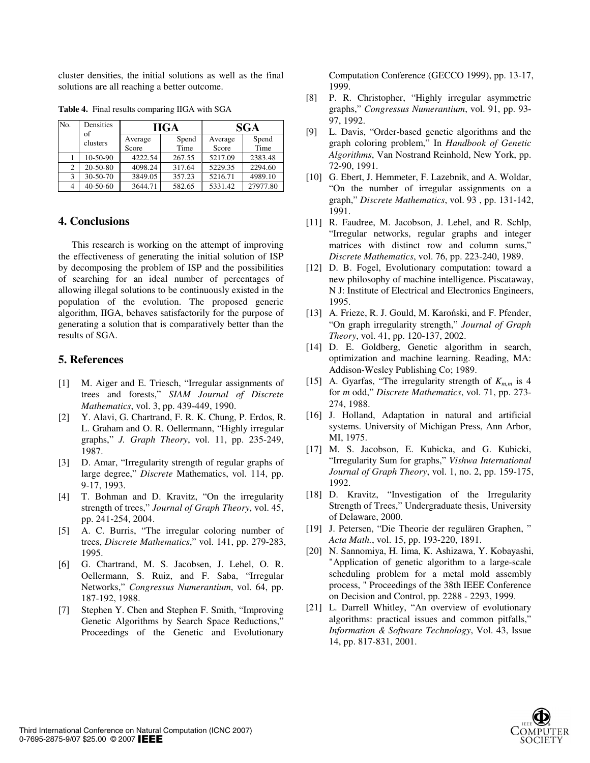cluster densities, the initial solutions as well as the final solutions are all reaching a better outcome.

**Table 4.** Final results comparing IIGA with SGA

| No. | Densities of clusters | IIGA | | SGA | |
|---|---|---|---|---|---|
| | | Average Score | Spend Time | Average Score | Spend Time |
| 1 | 10-50-90 | 4222.54 | 267.55 | 5217.09 | 2383.48 |
| 2 | 20-50-80 | 4098.24 | 317.64 | 5229.35 | 2294.60 |
| 3 | 30-50-70 | 3849.05 | 357.23 | 5216.71 | 4989.10 |
| 4 | 40-50-60 | 3644.71 | 582.65 | 5331.42 | 27977.80 |

## 4. Conclusions

This research is working on the attempt of improving the effectiveness of generating the initial solution of ISP by decomposing the problem of ISP and the possibilities of searching for an ideal number of percentages of allowing illegal solutions to be continuously existed in the population of the evolution. The proposed generic algorithm, IIGA, behaves satisfactorily for the purpose of generating a solution that is comparatively better than the results of SGA.

## 5. References

[1] M. Aiger and E. Triesch, "Irregular assignments of trees and forests," *SIAM Journal of Discrete Mathematics*, vol. 3, pp. 439-449, 1990.

[2] Y. Alavi, G. Chartrand, F. R. K. Chung, P. Erdos, R. L. Graham and O. R. Oellermann, "Highly irregular graphs," *J. Graph Theory*, vol. 11, pp. 235-249, 1987.

[3] D. Amar, "Irregularity strength of regular graphs of large degree," *Discrete* Mathematics, vol. 114, pp. 9-17, 1993.

[4] T. Bohman and D. Kravitz, "On the irregularity strength of trees," *Journal of Graph Theory*, vol. 45, pp. 241-254, 2004.

[5] A. C. Burris, "The irregular coloring number of trees, *Discrete Mathematics*," vol. 141, pp. 279-283, 1995.

[6] G. Chartrand, M. S. Jacobsen, J. Lehel, O. R. Oellermann, S. Ruiz, and F. Saba, "Irregular Networks," *Congressus Numerantium*, vol. 64, pp. 187-192, 1988.

[7] Stephen Y. Chen and Stephen F. Smith, "Improving Genetic Algorithms by Search Space Reductions," Proceedings of the Genetic and Evolutionary Computation Conference (GECCO 1999), pp. 13-17, 1999.

[8] P. R. Christopher, "Highly irregular asymmetric graphs," *Congressus Numerantium*, vol. 91, pp. 93-97, 1992.

[9] L. Davis, "Order-based genetic algorithms and the graph coloring problem," In *Handbook of Genetic Algorithms*, Van Nostrand Reinhold, New York, pp. 72-90, 1991.

[10] G. Ebert, J. Hemmeter, F. Lazebnik, and A. Woldar, "On the number of irregular assignments on a graph," *Discrete Mathematics*, vol. 93 , pp. 131-142, 1991.

[11] R. Faudree, M. Jacobson, J. Lehel, and R. Schlp, "Irregular networks, regular graphs and integer matrices with distinct row and column sums," *Discrete Mathematics*, vol. 76, pp. 223-240, 1989.

[12] D. B. Fogel, Evolutionary computation: toward a new philosophy of machine intelligence. Piscataway, N J: Institute of Electrical and Electronics Engineers, 1995.

[13] A. Frieze, R. J. Gould, M. Karoński, and F. Pfender, "On graph irregularity strength," *Journal of Graph Theory*, vol. 41, pp. 120-137, 2002.

[14] D. E. Goldberg, Genetic algorithm in search, optimization and machine learning. Reading, MA: Addison-Wesley Publishing Co; 1989.

[15] A. Gyarfas, "The irregularity strength of $K_{m,m}$ is 4 for *m* odd," *Discrete Mathematics*, vol. 71, pp. 273-274, 1988.

[16] J. Holland, Adaptation in natural and artificial systems. University of Michigan Press, Ann Arbor, MI, 1975.

[17] M. S. Jacobson, E. Kubicka, and G. Kubicki, "Irregularity Sum for graphs," *Vishwa International Journal of Graph Theory*, vol. 1, no. 2, pp. 159-175, 1992.

[18] D. Kravitz, "Investigation of the Irregularity Strength of Trees," Undergraduate thesis, University of Delaware, 2000.

[19] J. Petersen, "Die Theorie der regulären Graphen, " *Acta Math.*, vol. 15, pp. 193-220, 1891.

[20] N. Sannomiya, H. Iima, K. Ashizawa, Y. Kobayashi, "Application of genetic algorithm to a large-scale scheduling problem for a metal mold assembly process, " Proceedings of the 38th IEEE Conference on Decision and Control, pp. 2288 - 2293, 1999.

[21] L. Darrell Whitley, "An overview of evolutionary algorithms: practical issues and common pitfalls," *Information & Software Technology*, Vol. 43, Issue 14, pp. 817-831, 2001.